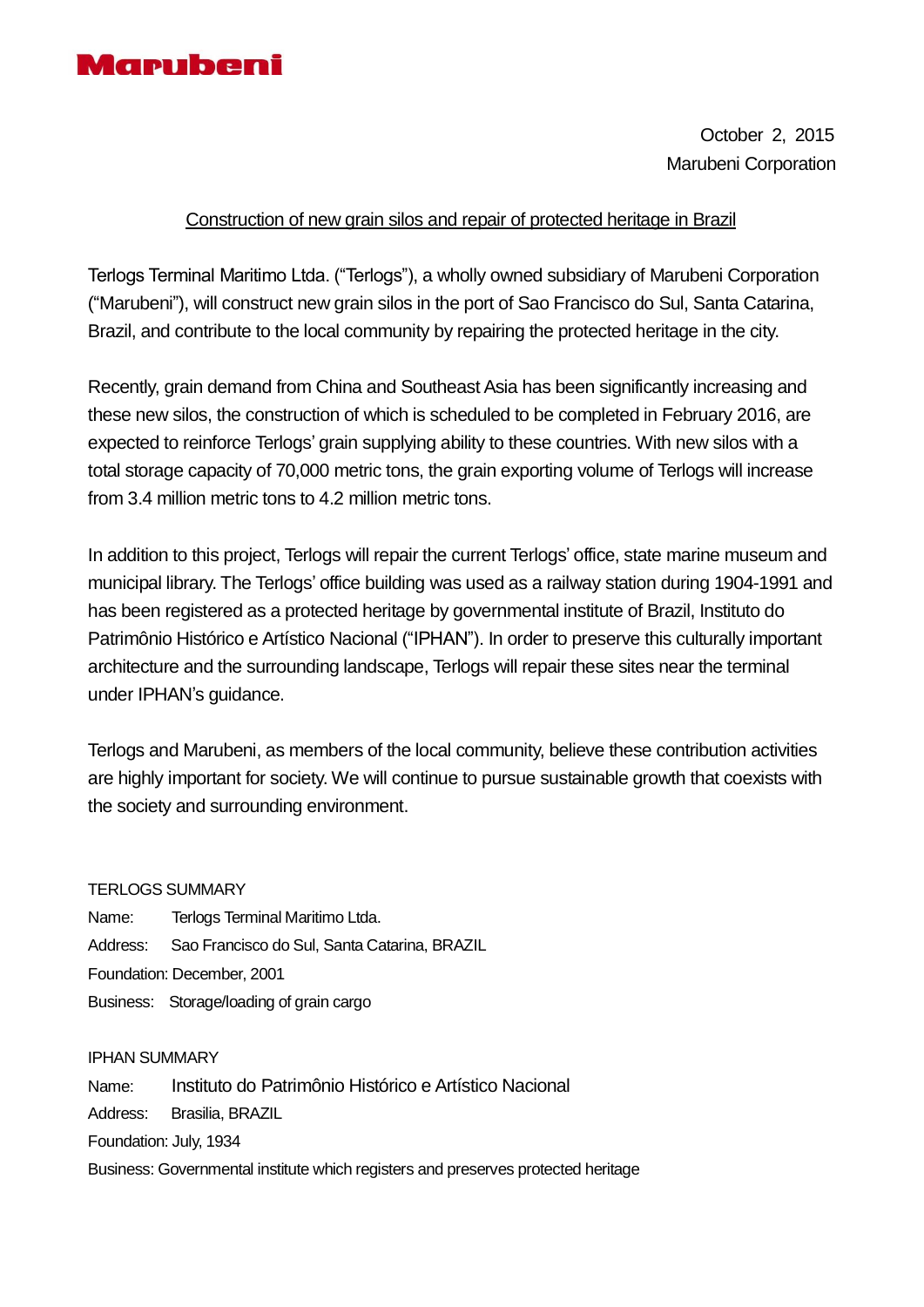Marubeni

October 2, 2015
Marubeni Corporation

## Construction of new grain silos and repair of protected heritage in Brazil

Terlogs Terminal Maritimo Ltda. (“Terlogs”), a wholly owned subsidiary of Marubeni Corporation (“Marubeni”), will construct new grain silos in the port of Sao Francisco do Sul, Santa Catarina, Brazil, and contribute to the local community by repairing the protected heritage in the city.

Recently, grain demand from China and Southeast Asia has been significantly increasing and these new silos, the construction of which is scheduled to be completed in February 2016, are expected to reinforce Terlogs’ grain supplying ability to these countries. With new silos with a total storage capacity of 70,000 metric tons, the grain exporting volume of Terlogs will increase from 3.4 million metric tons to 4.2 million metric tons.

In addition to this project, Terlogs will repair the current Terlogs’ office, state marine museum and municipal library. The Terlogs’ office building was used as a railway station during 1904-1991 and has been registered as a protected heritage by governmental institute of Brazil, Instituto do Patrimônio Histórico e Artístico Nacional (“IPHAN”). In order to preserve this culturally important architecture and the surrounding landscape, Terlogs will repair these sites near the terminal under IPHAN’s guidance.

Terlogs and Marubeni, as members of the local community, believe these contribution activities are highly important for society. We will continue to pursue sustainable growth that coexists with the society and surrounding environment.

TERLOGS SUMMARY

Name: Terlogs Terminal Maritimo Ltda.
Address: Sao Francisco do Sul, Santa Catarina, BRAZIL
Foundation: December, 2001
Business: Storage/loading of grain cargo

IPHAN SUMMARY

Name: Instituto do Patrimônio Histórico e Artístico Nacional
Address: Brasilia, BRAZIL
Foundation: July, 1934
Business: Governmental institute which registers and preserves protected heritage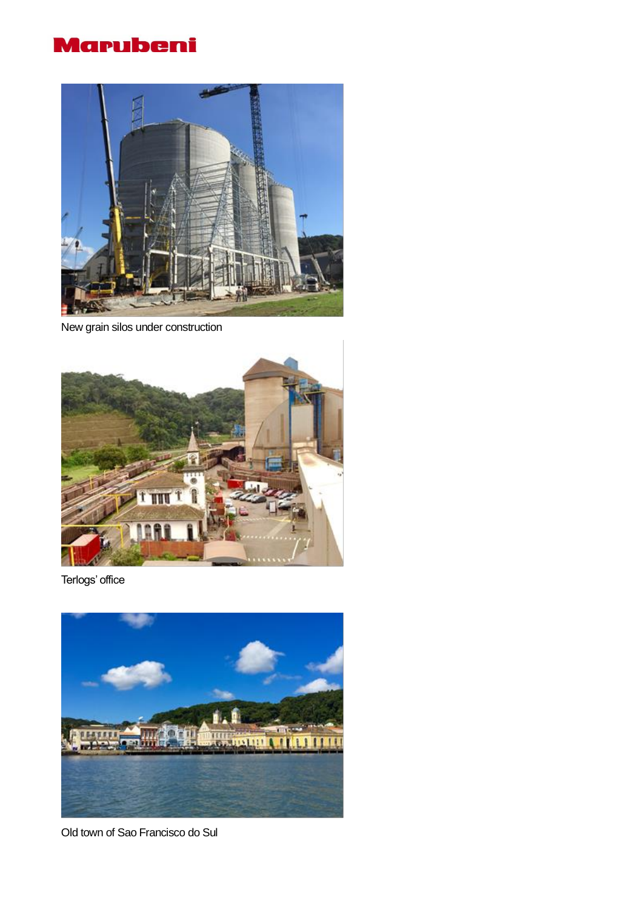New grain silos under construction

Terlogs' office

Old town of Sao Francisco do Sul